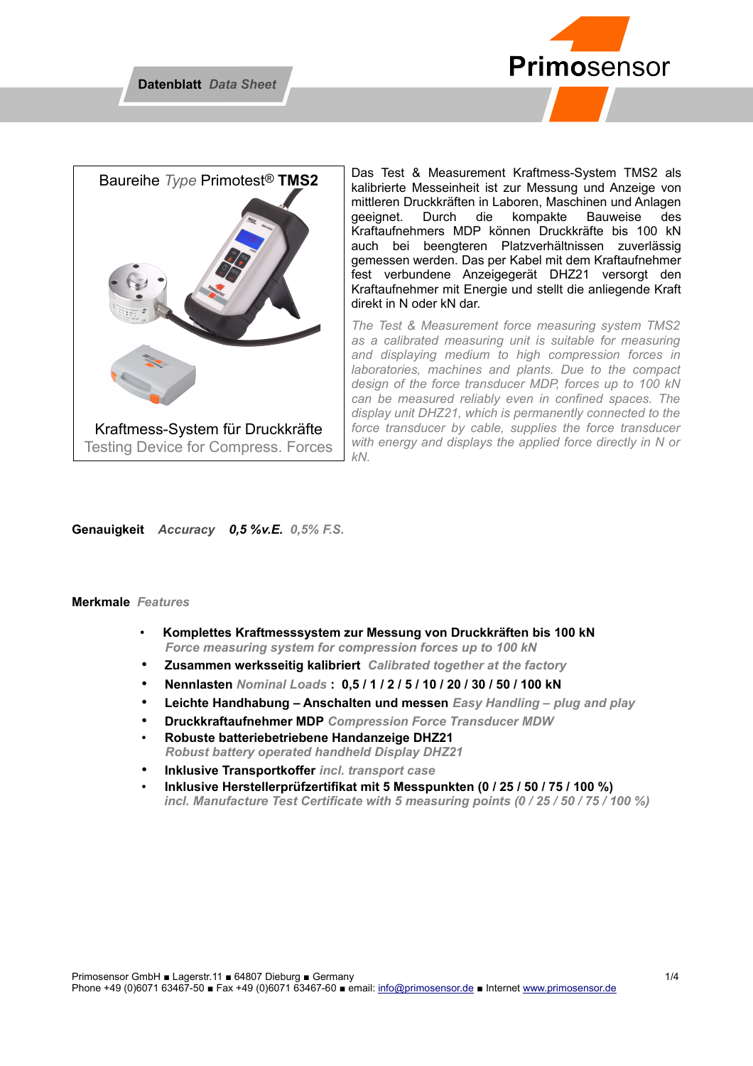**Datenblatt** *Data Sheet*

Primosensor

Baureihe *Type* Primotest® **TMS2**

Kraftmess-System für Druckkräfte
Testing Device for Compress. Forces

Das Test & Measurement Kraftmess-System TMS2 als kalibrierte Messeinheit ist zur Messung und Anzeige von mittleren Druckkräften in Laboren, Maschinen und Anlagen geeignet. Durch die kompakte Bauweise des Kraftaufnehmers MDP können Druckkräfte bis 100 kN auch bei beengteren Platzverhältnissen zuverlässig gemessen werden. Das per Kabel mit dem Kraftaufnehmer fest verbundene Anzeigegerät DHZ21 versorgt den Kraftaufnehmer mit Energie und stellt die anliegende Kraft direkt in N oder kN dar.

*The Test & Measurement force measuring system TMS2 as a calibrated measuring unit is suitable for measuring and displaying medium to high compression forces in laboratories, machines and plants. Due to the compact design of the force transducer MDP, forces up to 100 kN can be measured reliably even in confined spaces. The display unit DHZ21, which is permanently connected to the force transducer by cable, supplies the force transducer with energy and displays the applied force directly in N or kN.*

**Genauigkeit** *Accuracy* ***0,5 %v.E.*** *0,5% F.S.*

**Merkmale** *Features*

- **Komplettes Kraftmesssystem zur Messung von Druckkräften bis 100 kN**
  *Force measuring system for compression forces up to 100 kN*
- **Zusammen werksseitig kalibriert** *Calibrated together at the factory*
- **Nennlasten** *Nominal Loads* **: 0,5 / 1 / 2 / 5 / 10 / 20 / 30 / 50 / 100 kN**
- **Leichte Handhabung – Anschalten und messen** *Easy Handling – plug and play*
- **Druckkraftaufnehmer MDP** *Compression Force Transducer MDW*
- **Robuste batteriebetriebene Handanzeige DHZ21**
  *Robust battery operated handheld Display DHZ21*
- **Inklusive Transportkoffer** *incl. transport case*
- **Inklusive Herstellerprüfzertifikat mit 5 Messpunkten (0 / 25 / 50 / 75 / 100 %)**
  *incl. Manufacture Test Certificate with 5 measuring points (0 / 25 / 50 / 75 / 100 %)*

Primosensor GmbH ■ Lagerstr.11 ■ 64807 Dieburg ■ Germany
Phone +49 (0)6071 63467-50 ■ Fax +49 (0)6071 63467-60 ■ email: info@primosensor.de ■ Internet www.primosensor.de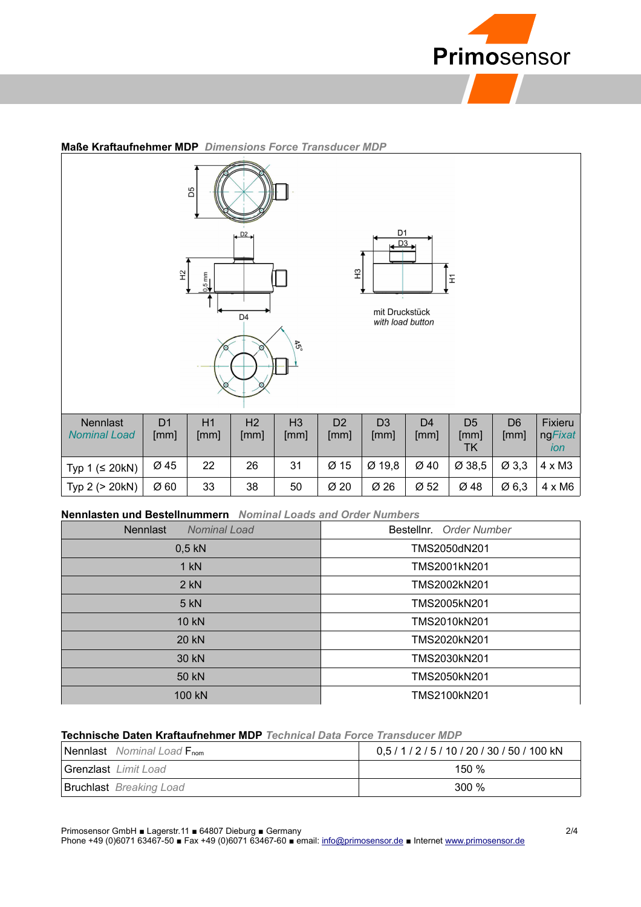## **Maße Kraftaufnehmer MDP** *Dimensions Force Transducer MDP*

mit Druckstück
*with load button*

| Nennlast *Nominal Load* | D1 [mm] | H1 [mm] | H2 [mm] | H3 [mm] | D2 [mm] | D3 [mm] | D4 [mm] | D5 [mm] TK | D6 [mm] | Fixierung *Fixation* |
|---|---|---|---|---|---|---|---|---|---|---|
| Typ 1 (≤ 20kN) | Ø 45 | 22 | 26 | 31 | Ø 15 | Ø 19,8 | Ø 40 | Ø 38,5 | Ø 3,3 | 4 x M3 |
| Typ 2 (> 20kN) | Ø 60 | 33 | 38 | 50 | Ø 20 | Ø 26 | Ø 52 | Ø 48 | Ø 6,3 | 4 x M6 |

## **Nennlasten und Bestellnummern** *Nominal Loads and Order Numbers*

| Nennlast *Nominal Load* | Bestellnr. *Order Number* |
|---|---|
| 0,5 kN | TMS2050dN201 |
| 1 kN | TMS2001kN201 |
| 2 kN | TMS2002kN201 |
| 5 kN | TMS2005kN201 |
| 10 kN | TMS2010kN201 |
| 20 kN | TMS2020kN201 |
| 30 kN | TMS2030kN201 |
| 50 kN | TMS2050kN201 |
| 100 kN | TMS2100kN201 |

## **Technische Daten Kraftaufnehmer MDP** *Technical Data Force Transducer MDP*

| | |
|---|---|
| Nennlast *Nominal Load* $F_{nom}$ | 0,5 / 1 / 2 / 5 / 10 / 20 / 30 / 50 / 100 kN |
| Grenzlast *Limit Load* | 150 % |
| Bruchlast *Breaking Load* | 300 % |

Primosensor GmbH ■ Lagerstr.11 ■ 64807 Dieburg ■ Germany
Phone +49 (0)6071 63467-50 ■ Fax +49 (0)6071 63467-60 ■ email: info@primosensor.de ■ Internet www.primosensor.de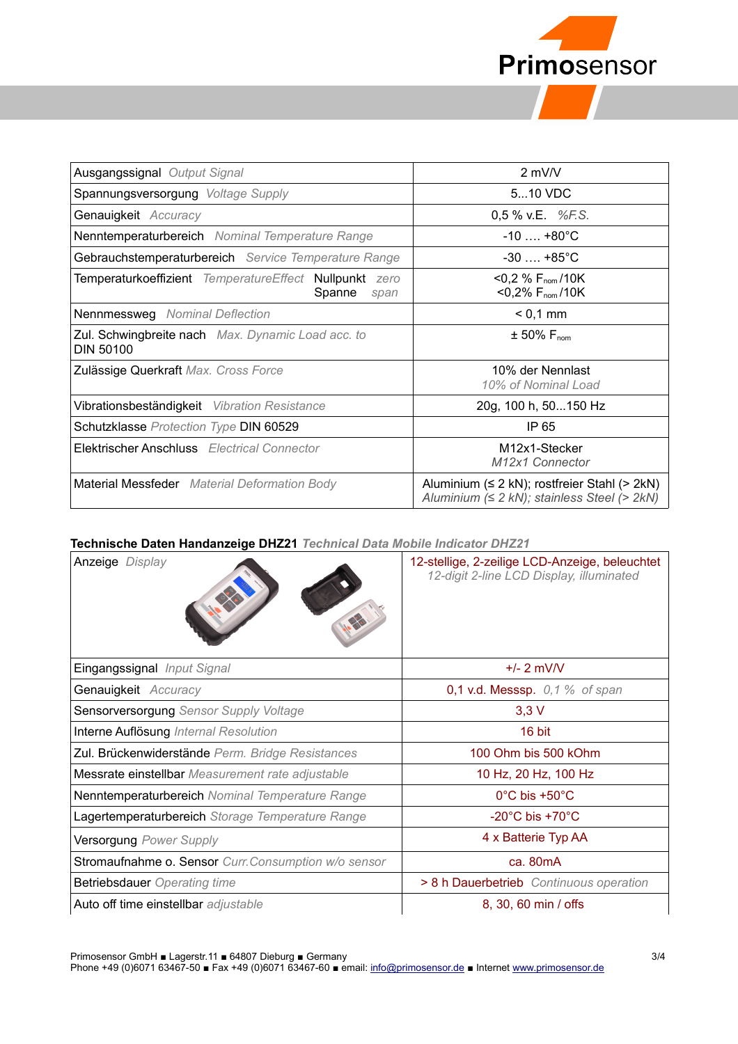| | |
|---|---|
| Ausgangssignal *Output Signal* | 2 mV/V |
| Spannungsversorgung *Voltage Supply* | 5...10 VDC |
| Genauigkeit *Accuracy* | 0,5 % v.E. *%F.S.* |
| Nenntemperaturbereich *Nominal Temperature Range* | -10 …. +80°C |
| Gebrauchstemperaturbereich *Service Temperature Range* | -30 …. +85°C |
| Temperaturkoeffizient *TemperatureEffect* Nullpunkt *zero* Spanne *span* | <0,2 % $F_{nom}$/10K <0,2% $F_{nom}$/10K |
| Nennmessweg *Nominal Deflection* | < 0,1 mm |
| Zul. Schwingbreite nach *Max. Dynamic Load acc. to* DIN 50100 | ± 50% $F_{nom}$ |
| Zulässige Querkraft *Max. Cross Force* | 10% der Nennlast *10% of Nominal Load* |
| Vibrationsbeständigkeit *Vibration Resistance* | 20g, 100 h, 50...150 Hz |
| Schutzklasse *Protection Type* DIN 60529 | IP 65 |
| Elektrischer Anschluss *Electrical Connector* | M12x1-Stecker *M12x1 Connector* |
| Material Messfeder *Material Deformation Body* | Aluminium (≤ 2 kN); rostfreier Stahl (> 2kN) *Aluminium (≤ 2 kN); stainless Steel (> 2kN)* |

**Technische Daten Handanzeige DHZ21** *Technical Data Mobile Indicator DHZ21*

| | |
|---|---|
| Anzeige *Display* | 12-stellige, 2-zeilige LCD-Anzeige, beleuchtet *12-digit 2-line LCD Display, illuminated* |
| Eingangssignal *Input Signal* | +/- 2 mV/V |
| Genauigkeit *Accuracy* | 0,1 v.d. Messsp. *0,1 % of span* |
| Sensorversorgung *Sensor Supply Voltage* | 3,3 V |
| Interne Auflösung *Internal Resolution* | 16 bit |
| Zul. Brückenwiderstände *Perm. Bridge Resistances* | 100 Ohm bis 500 kOhm |
| Messrate einstellbar *Measurement rate adjustable* | 10 Hz, 20 Hz, 100 Hz |
| Nenntemperaturbereich *Nominal Temperature Range* | 0°C bis +50°C |
| Lagertemperaturbereich *Storage Temperature Range* | -20°C bis +70°C |
| Versorgung *Power Supply* | 4 x Batterie Typ AA |
| Stromaufnahme o. Sensor *Curr.Consumption w/o sensor* | ca. 80mA |
| Betriebsdauer *Operating time* | > 8 h Dauerbetrieb *Continuous operation* |
| Auto off time einstellbar *adjustable* | 8, 30, 60 min / offs |

Primosensor GmbH ■ Lagerstr.11 ■ 64807 Dieburg ■ Germany
Phone +49 (0)6071 63467-50 ■ Fax +49 (0)6071 63467-60 ■ email: info@primosensor.de ■ Internet www.primosensor.de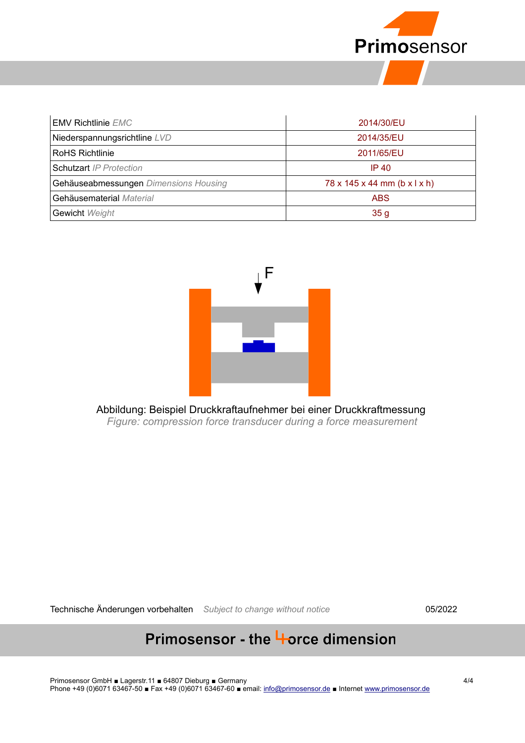| | |
|---|---|
| EMV Richtlinie *EMC* | 2014/30/EU |
| Niederspannungsrichtlinie *LVD* | 2014/35/EU |
| RoHS Richtlinie | 2011/65/EU |
| Schutzart *IP Protection* | IP 40 |
| Gehäuseabmessungen *Dimensions Housing* | 78 x 145 x 44 mm (b x l x h) |
| Gehäusematerial *Material* | ABS |
| Gewicht *Weight* | 35 g |

F

Abbildung: Beispiel Druckkraftaufnehmer bei einer Druckkraftmessung
*Figure: compression force transducer during a force measurement*

Technische Änderungen vorbehalten *Subject to change without notice* 05/2022

**Primosensor - the 4orce dimension**

Primosensor GmbH ■ Lagerstr.11 ■ 64807 Dieburg ■ Germany
Phone +49 (0)6071 63467-50 ■ Fax +49 (0)6071 63467-60 ■ email: info@primosensor.de ■ Internet www.primosensor.de